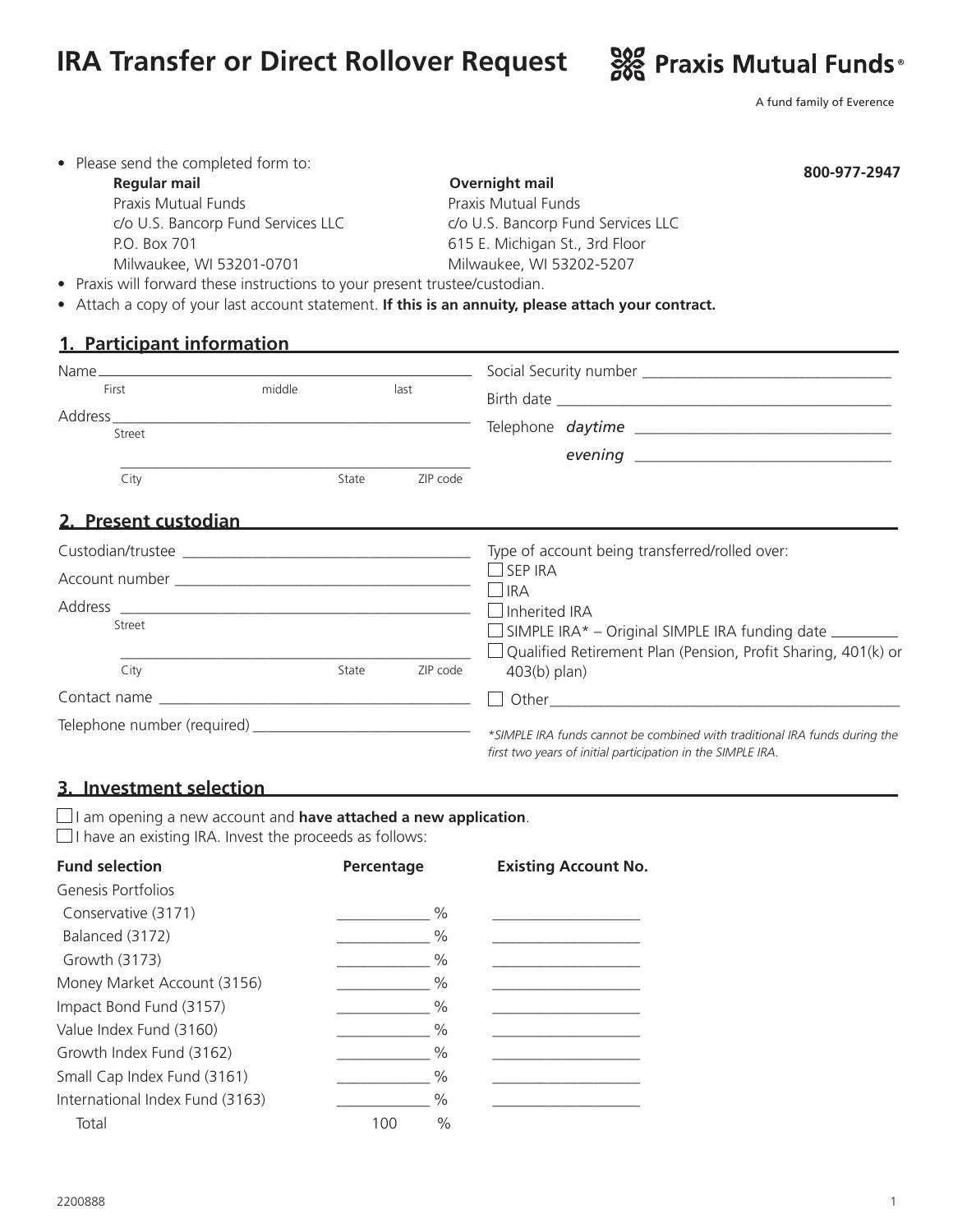# IRA Transfer or Direct Rollover Request

**Praxis Mutual Funds®**

A fund family of Everence

**800-977-2947**

- Please send the completed form to:

| **Regular mail** | **Overnight mail** |
|---|---|
| Praxis Mutual Funds | Praxis Mutual Funds |
| c/o U.S. Bancorp Fund Services LLC | c/o U.S. Bancorp Fund Services LLC |
| P.O. Box 701 | 615 E. Michigan St., 3rd Floor |
| Milwaukee, WI 53201-0701 | Milwaukee, WI 53202-5207 |

- Praxis will forward these instructions to your present trustee/custodian.
- Attach a copy of your last account statement. **If this is an annuity, please attach your contract.**

## 1. Participant information

Name ______________________________________________
First middle last

Address ______________________________________________
Street

______________________________________________
City State ZIP code

Social Security number ______________________________

Birth date ______________________________

Telephone *daytime* ______________________________

*evening* ______________________________

## 2. Present custodian

Custodian/trustee ______________________________

Account number ______________________________

Address ______________________________________________
Street

______________________________________________
City State ZIP code

Contact name ______________________________

Telephone number (required) ______________________________

Type of account being transferred/rolled over:

- ☐ SEP IRA
- ☐ IRA
- ☐ Inherited IRA
- ☐ SIMPLE IRA* – Original SIMPLE IRA funding date ________
- ☐ Qualified Retirement Plan (Pension, Profit Sharing, 401(k) or 403(b) plan)
- ☐ Other ______________________________

*\*SIMPLE IRA funds cannot be combined with traditional IRA funds during the first two years of initial participation in the SIMPLE IRA.*

## 3. Investment selection

☐ I am opening a new account and **have attached a new application**.
☐ I have an existing IRA. Invest the proceeds as follows:

| **Fund selection** | **Percentage** | **Existing Account No.** |
|---|---|---|
| Genesis Portfolios | | |
| Conservative (3171) | ________ % | ______________ |
| Balanced (3172) | ________ % | ______________ |
| Growth (3173) | ________ % | ______________ |
| Money Market Account (3156) | ________ % | ______________ |
| Impact Bond Fund (3157) | ________ % | ______________ |
| Value Index Fund (3160) | ________ % | ______________ |
| Growth Index Fund (3162) | ________ % | ______________ |
| Small Cap Index Fund (3161) | ________ % | ______________ |
| International Index Fund (3163) | ________ % | ______________ |
| Total | 100 % | |

2200888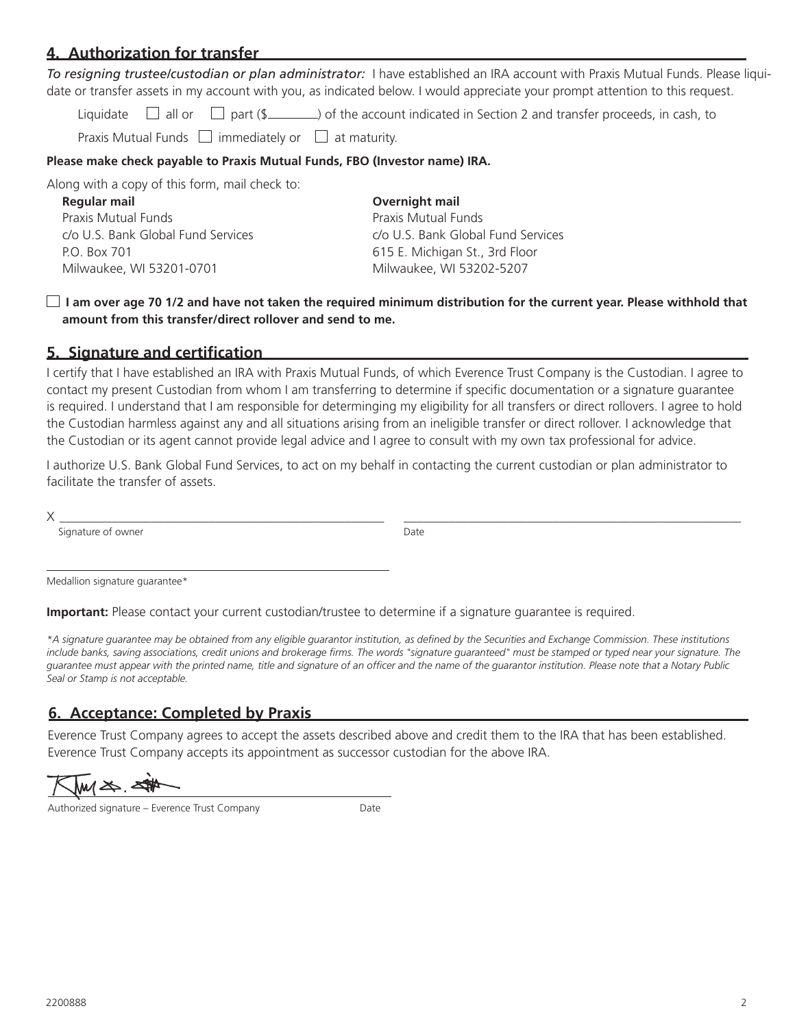## 4. Authorization for transfer

*To resigning trustee/custodian or plan administrator:* I have established an IRA account with Praxis Mutual Funds. Please liquidate or transfer assets in my account with you, as indicated below. I would appreciate your prompt attention to this request.

Liquidate ☐ all or ☐ part ($________) of the account indicated in Section 2 and transfer proceeds, in cash, to

Praxis Mutual Funds ☐ immediately or ☐ at maturity.

**Please make check payable to Praxis Mutual Funds, FBO (Investor name) IRA.**

Along with a copy of this form, mail check to:

**Regular mail**
Praxis Mutual Funds
c/o U.S. Bank Global Fund Services
P.O. Box 701
Milwaukee, WI 53201-0701

**Overnight mail**
Praxis Mutual Funds
c/o U.S. Bank Global Fund Services
615 E. Michigan St., 3rd Floor
Milwaukee, WI 53202-5207

☐ **I am over age 70 1/2 and have not taken the required minimum distribution for the current year. Please withhold that amount from this transfer/direct rollover and send to me.**

## 5. Signature and certification

I certify that I have established an IRA with Praxis Mutual Funds, of which Everence Trust Company is the Custodian. I agree to contact my present Custodian from whom I am transferring to determine if specific documentation or a signature guarantee is required. I understand that I am responsible for determining my eligibility for all transfers or direct rollovers. I agree to hold the Custodian harmless against any and all situations arising from an ineligible transfer or direct rollover. I acknowledge that the Custodian or its agent cannot provide legal advice and I agree to consult with my own tax professional for advice.

I authorize U.S. Bank Global Fund Services, to act on my behalf in contacting the current custodian or plan administrator to facilitate the transfer of assets.

X ______________________________________________ ______________________________________________
Signature of owner Date

______________________________________________
Medallion signature guarantee*

**Important:** Please contact your current custodian/trustee to determine if a signature guarantee is required.

*\*A signature guarantee may be obtained from any eligible guarantor institution, as defined by the Securities and Exchange Commission. These institutions include banks, saving associations, credit unions and brokerage firms. The words "signature guaranteed" must be stamped or typed near your signature. The guarantee must appear with the printed name, title and signature of an officer and the name of the guarantor institution. Please note that a Notary Public Seal or Stamp is not acceptable.*

## 6. Acceptance: Completed by Praxis

Everence Trust Company agrees to accept the assets described above and credit them to the IRA that has been established. Everence Trust Company accepts its appointment as successor custodian for the above IRA.

______________________________________________
Authorized signature – Everence Trust Company Date

2200888